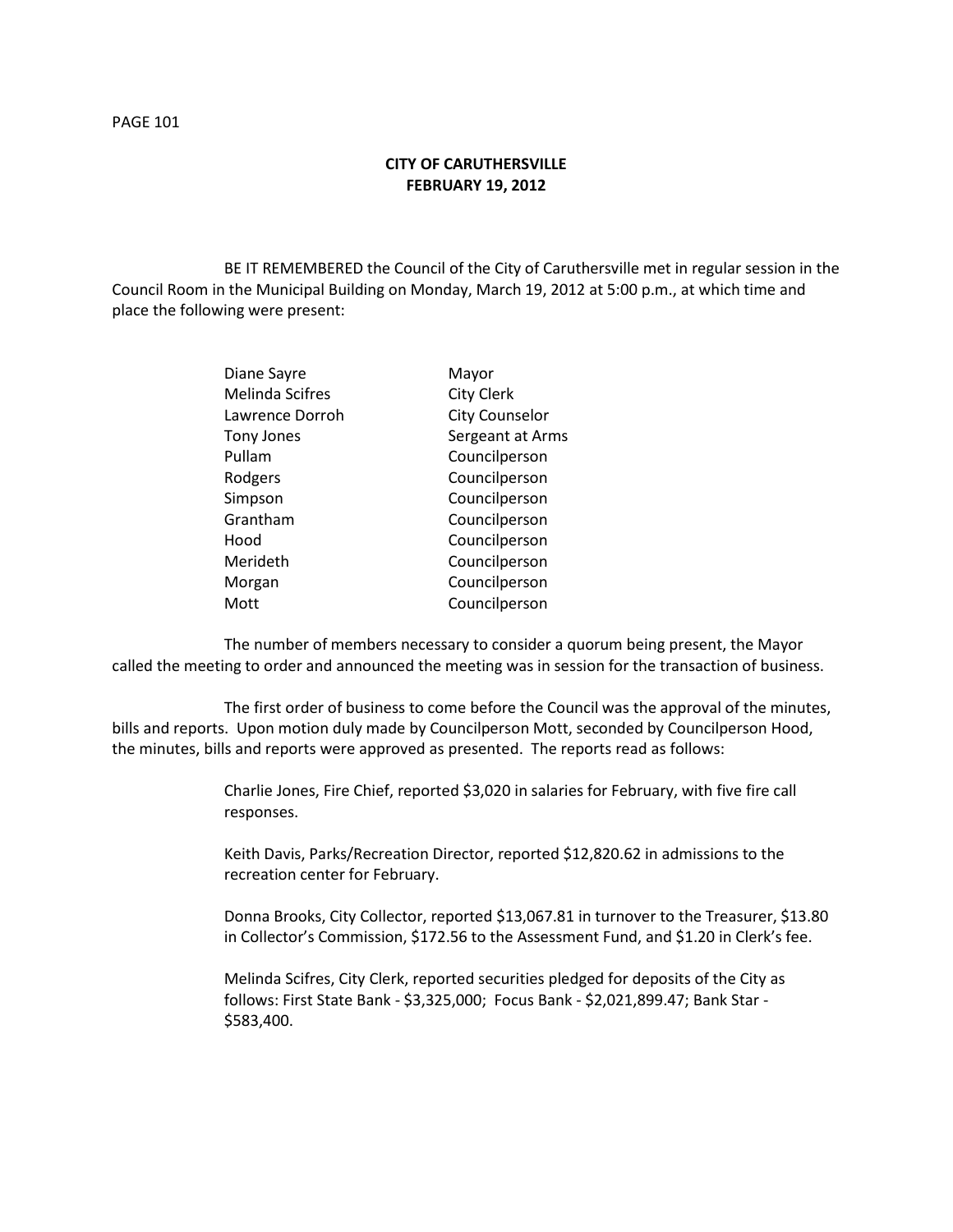# CITY OF CARUTHERSVILLE
## FEBRUARY 19, 2012

BE IT REMEMBERED the Council of the City of Caruthersville met in regular session in the Council Room in the Municipal Building on Monday, March 19, 2012 at 5:00 p.m., at which time and place the following were present:

| | |
|---|---|
| Diane Sayre | Mayor |
| Melinda Scifres | City Clerk |
| Lawrence Dorroh | City Counselor |
| Tony Jones | Sergeant at Arms |
| Pullam | Councilperson |
| Rodgers | Councilperson |
| Simpson | Councilperson |
| Grantham | Councilperson |
| Hood | Councilperson |
| Merideth | Councilperson |
| Morgan | Councilperson |
| Mott | Councilperson |

The number of members necessary to consider a quorum being present, the Mayor called the meeting to order and announced the meeting was in session for the transaction of business.

The first order of business to come before the Council was the approval of the minutes, bills and reports. Upon motion duly made by Councilperson Mott, seconded by Councilperson Hood, the minutes, bills and reports were approved as presented. The reports read as follows:

Charlie Jones, Fire Chief, reported $3,020 in salaries for February, with five fire call responses.

Keith Davis, Parks/Recreation Director, reported $12,820.62 in admissions to the recreation center for February.

Donna Brooks, City Collector, reported $13,067.81 in turnover to the Treasurer, $13.80 in Collector's Commission, $172.56 to the Assessment Fund, and $1.20 in Clerk's fee.

Melinda Scifres, City Clerk, reported securities pledged for deposits of the City as follows: First State Bank - $3,325,000; Focus Bank - $2,021,899.47; Bank Star - $583,400.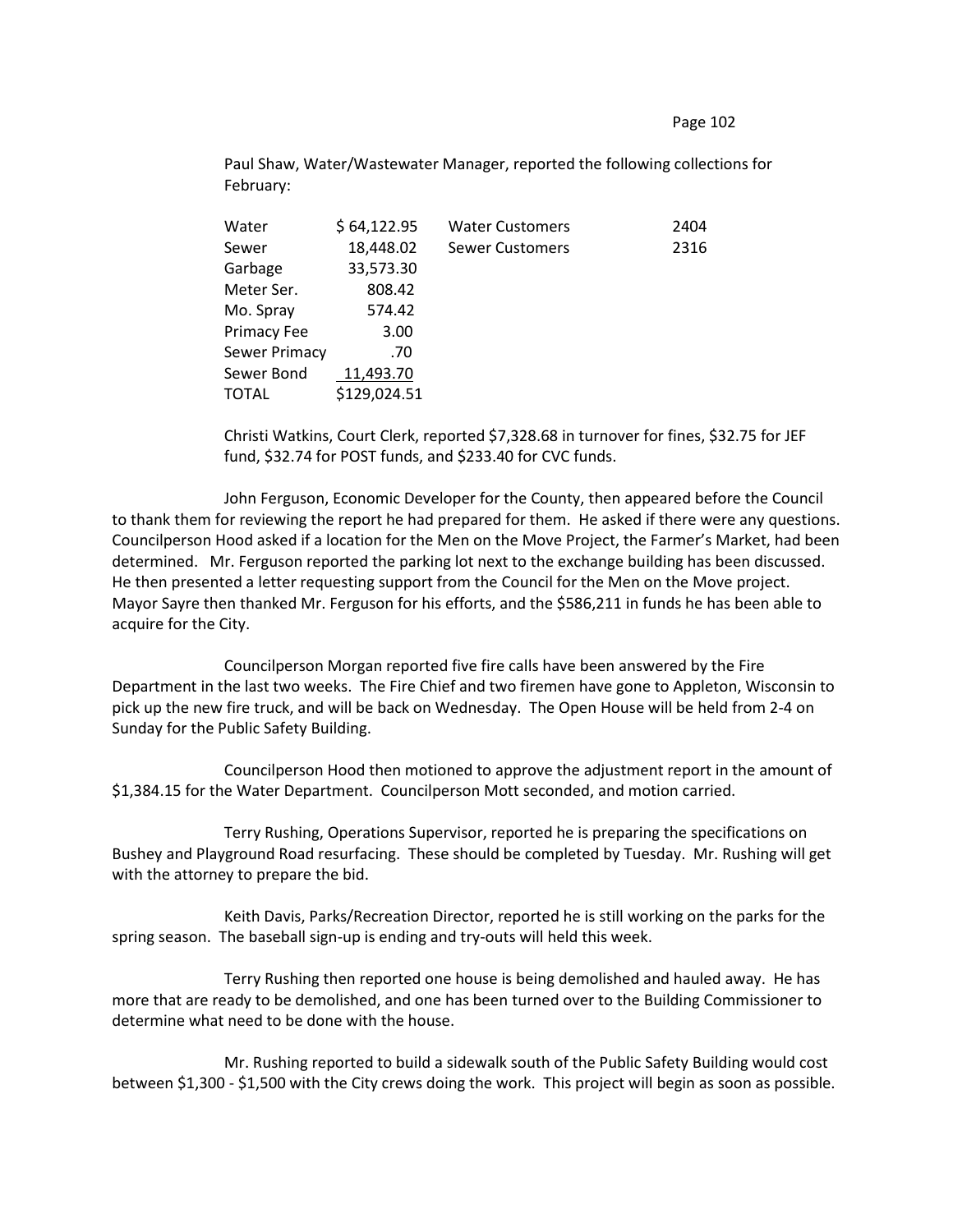Paul Shaw, Water/Wastewater Manager, reported the following collections for February:

| | | | |
|---|---|---|---|
| Water | $ 64,122.95 | Water Customers | 2404 |
| Sewer | 18,448.02 | Sewer Customers | 2316 |
| Garbage | 33,573.30 | | |
| Meter Ser. | 808.42 | | |
| Mo. Spray | 574.42 | | |
| Primacy Fee | 3.00 | | |
| Sewer Primacy | .70 | | |
| Sewer Bond | 11,493.70 | | |
| TOTAL | $129,024.51 | | |

Christi Watkins, Court Clerk, reported $7,328.68 in turnover for fines, $32.75 for JEF fund, $32.74 for POST funds, and $233.40 for CVC funds.

John Ferguson, Economic Developer for the County, then appeared before the Council to thank them for reviewing the report he had prepared for them. He asked if there were any questions. Councilperson Hood asked if a location for the Men on the Move Project, the Farmer's Market, had been determined. Mr. Ferguson reported the parking lot next to the exchange building has been discussed. He then presented a letter requesting support from the Council for the Men on the Move project. Mayor Sayre then thanked Mr. Ferguson for his efforts, and the $586,211 in funds he has been able to acquire for the City.

Councilperson Morgan reported five fire calls have been answered by the Fire Department in the last two weeks. The Fire Chief and two firemen have gone to Appleton, Wisconsin to pick up the new fire truck, and will be back on Wednesday. The Open House will be held from 2-4 on Sunday for the Public Safety Building.

Councilperson Hood then motioned to approve the adjustment report in the amount of $1,384.15 for the Water Department. Councilperson Mott seconded, and motion carried.

Terry Rushing, Operations Supervisor, reported he is preparing the specifications on Bushey and Playground Road resurfacing. These should be completed by Tuesday. Mr. Rushing will get with the attorney to prepare the bid.

Keith Davis, Parks/Recreation Director, reported he is still working on the parks for the spring season. The baseball sign-up is ending and try-outs will held this week.

Terry Rushing then reported one house is being demolished and hauled away. He has more that are ready to be demolished, and one has been turned over to the Building Commissioner to determine what need to be done with the house.

Mr. Rushing reported to build a sidewalk south of the Public Safety Building would cost between $1,300 - $1,500 with the City crews doing the work. This project will begin as soon as possible.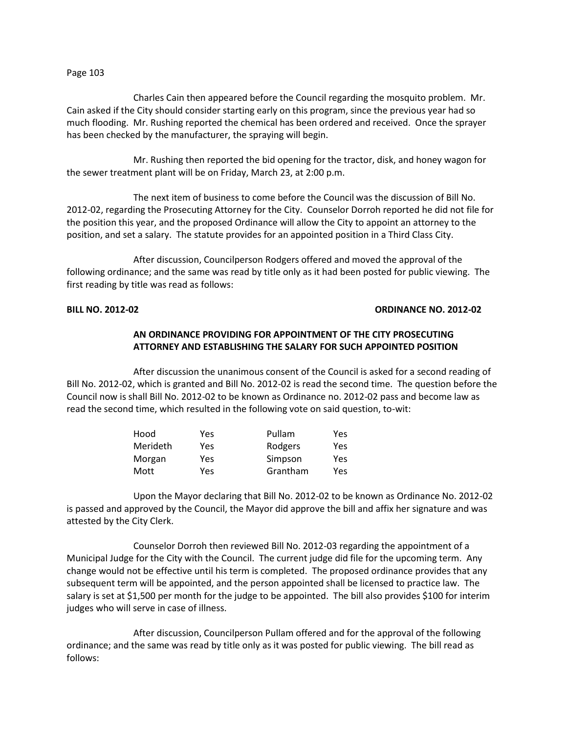Charles Cain then appeared before the Council regarding the mosquito problem. Mr. Cain asked if the City should consider starting early on this program, since the previous year had so much flooding. Mr. Rushing reported the chemical has been ordered and received. Once the sprayer has been checked by the manufacturer, the spraying will begin.

Mr. Rushing then reported the bid opening for the tractor, disk, and honey wagon for the sewer treatment plant will be on Friday, March 23, at 2:00 p.m.

The next item of business to come before the Council was the discussion of Bill No. 2012-02, regarding the Prosecuting Attorney for the City. Counselor Dorroh reported he did not file for the position this year, and the proposed Ordinance will allow the City to appoint an attorney to the position, and set a salary. The statute provides for an appointed position in a Third Class City.

After discussion, Councilperson Rodgers offered and moved the approval of the following ordinance; and the same was read by title only as it had been posted for public viewing. The first reading by title was read as follows:

**BILL NO. 2012-02** **ORDINANCE NO. 2012-02**

**AN ORDINANCE PROVIDING FOR APPOINTMENT OF THE CITY PROSECUTING ATTORNEY AND ESTABLISHING THE SALARY FOR SUCH APPOINTED POSITION**

After discussion the unanimous consent of the Council is asked for a second reading of Bill No. 2012-02, which is granted and Bill No. 2012-02 is read the second time. The question before the Council now is shall Bill No. 2012-02 to be known as Ordinance no. 2012-02 pass and become law as read the second time, which resulted in the following vote on said question, to-wit:

| | | | |
|---|---|---|---|
| Hood | Yes | Pullam | Yes |
| Merideth | Yes | Rodgers | Yes |
| Morgan | Yes | Simpson | Yes |
| Mott | Yes | Grantham | Yes |

Upon the Mayor declaring that Bill No. 2012-02 to be known as Ordinance No. 2012-02 is passed and approved by the Council, the Mayor did approve the bill and affix her signature and was attested by the City Clerk.

Counselor Dorroh then reviewed Bill No. 2012-03 regarding the appointment of a Municipal Judge for the City with the Council. The current judge did file for the upcoming term. Any change would not be effective until his term is completed. The proposed ordinance provides that any subsequent term will be appointed, and the person appointed shall be licensed to practice law. The salary is set at $1,500 per month for the judge to be appointed. The bill also provides $100 for interim judges who will serve in case of illness.

After discussion, Councilperson Pullam offered and for the approval of the following ordinance; and the same was read by title only as it was posted for public viewing. The bill read as follows: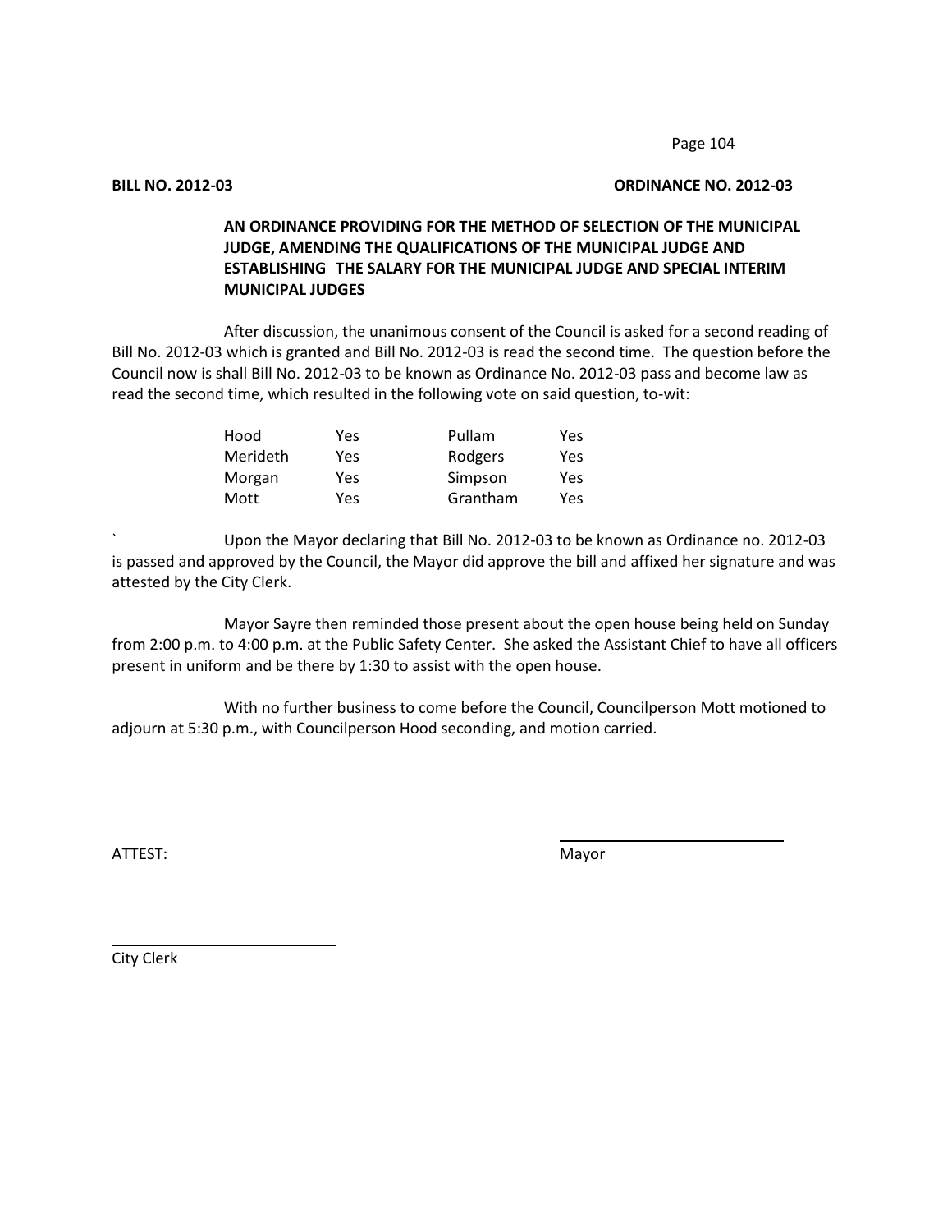**BILL NO. 2012-03** **ORDINANCE NO. 2012-03**

**AN ORDINANCE PROVIDING FOR THE METHOD OF SELECTION OF THE MUNICIPAL JUDGE, AMENDING THE QUALIFICATIONS OF THE MUNICIPAL JUDGE AND ESTABLISHING THE SALARY FOR THE MUNICIPAL JUDGE AND SPECIAL INTERIM MUNICIPAL JUDGES**

After discussion, the unanimous consent of the Council is asked for a second reading of Bill No. 2012-03 which is granted and Bill No. 2012-03 is read the second time. The question before the Council now is shall Bill No. 2012-03 to be known as Ordinance No. 2012-03 pass and become law as read the second time, which resulted in the following vote on said question, to-wit:

| | | | |
|---|---|---|---|
| Hood | Yes | Pullam | Yes |
| Merideth | Yes | Rodgers | Yes |
| Morgan | Yes | Simpson | Yes |
| Mott | Yes | Grantham | Yes |

` Upon the Mayor declaring that Bill No. 2012-03 to be known as Ordinance no. 2012-03 is passed and approved by the Council, the Mayor did approve the bill and affixed her signature and was attested by the City Clerk.

Mayor Sayre then reminded those present about the open house being held on Sunday from 2:00 p.m. to 4:00 p.m. at the Public Safety Center. She asked the Assistant Chief to have all officers present in uniform and be there by 1:30 to assist with the open house.

With no further business to come before the Council, Councilperson Mott motioned to adjourn at 5:30 p.m., with Councilperson Hood seconding, and motion carried.

ATTEST: \_\_\_\_\_\_\_\_\_\_\_\_\_\_\_\_\_\_\_\_\_\_\_\_\_\_\_\_
Mayor

\_\_\_\_\_\_\_\_\_\_\_\_\_\_\_\_\_\_\_\_\_\_\_\_\_\_\_\_
City Clerk